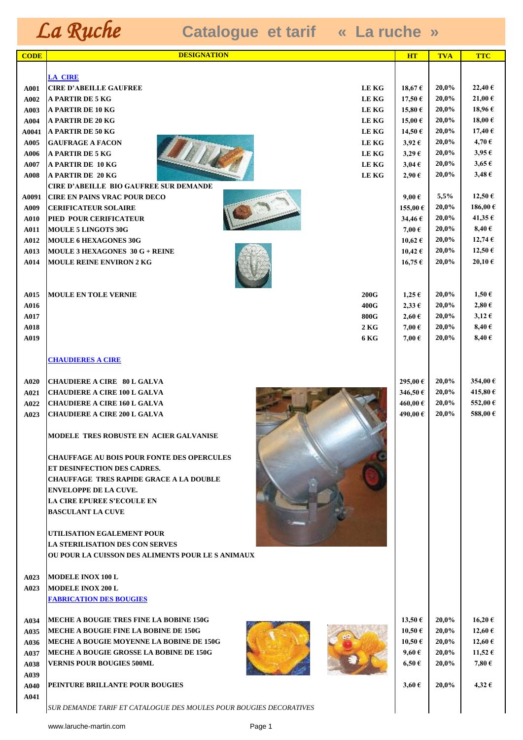# La Ruche

## Catalogue et tarif « La ruche »

| CODE | DESIGNATION | | HT | TVA | TTC |
|---|---|---|---|---|---|
| | **LA CIRE** | | | | |
| A001 | CIRE D'ABEILLE GAUFREE | LE KG | 18,67 € | 20,0% | 22,40 € |
| A002 | A PARTIR DE 5 KG | LE KG | 17,50 € | 20,0% | 21,00 € |
| A003 | A PARTIR DE 10 KG | LE KG | 15,80 € | 20,0% | 18,96 € |
| A004 | A PARTIR DE 20 KG | LE KG | 15,00 € | 20,0% | 18,00 € |
| A0041 | A PARTIR DE 50 KG | LE KG | 14,50 € | 20,0% | 17,40 € |
| A005 | GAUFRAGE A FACON | LE KG | 3,92 € | 20,0% | 4,70 € |
| A006 | A PARTIR DE 5 KG | LE KG | 3,29 € | 20,0% | 3,95 € |
| A007 | A PARTIR DE 10 KG | LE KG | 3,04 € | 20,0% | 3,65 € |
| A008 | A PARTIR DE 20 KG | LE KG | 2,90 € | 20,0% | 3,48 € |
| | CIRE D'ABEILLE BIO GAUFREE SUR DEMANDE | | | | |
| A0091 | CIRE EN PAINS VRAC POUR DECO | | 9,00 € | 5,5% | 12,50 € |
| A009 | CERIFICATEUR SOLAIRE | | 155,00 € | 20,0% | 186,00 € |
| A010 | PIED POUR CERIFICATEUR | | 34,46 € | 20,0% | 41,35 € |
| A011 | MOULE 5 LINGOTS 30G | | 7,00 € | 20,0% | 8,40 € |
| A012 | MOULE 6 HEXAGONES 30G | | 10,62 € | 20,0% | 12,74 € |
| A013 | MOULE 3 HEXAGONES 30 G + REINE | | 10,42 € | 20,0% | 12,50 € |
| A014 | MOULE REINE ENVIRON 2 KG | | 16,75 € | 20,0% | 20,10 € |
| A015 | MOULE EN TOLE VERNIE | 200G | 1,25 € | 20,0% | 1,50 € |
| A016 | | 400G | 2,33 € | 20,0% | 2,80 € |
| A017 | | 800G | 2,60 € | 20,0% | 3,12 € |
| A018 | | 2 KG | 7,00 € | 20,0% | 8,40 € |
| A019 | | 6 KG | 7,00 € | 20,0% | 8,40 € |
| | **CHAUDIERES A CIRE** | | | | |
| A020 | CHAUDIERE A CIRE 80 L GALVA | | 295,00 € | 20,0% | 354,00 € |
| A021 | CHAUDIERE A CIRE 100 L GALVA | | 346,50 € | 20,0% | 415,80 € |
| A022 | CHAUDIERE A CIRE 160 L GALVA | | 460,00 € | 20,0% | 552,00 € |
| A023 | CHAUDIERE A CIRE 200 L GALVA | | 490,00 € | 20,0% | 588,00 € |
| | MODELE TRES ROBUSTE EN ACIER GALVANISE | | | | |
| | CHAUFFAGE AU BOIS POUR FONTE DES OPERCULES ET DESINFECTION DES CADRES. | | | | |
| | CHAUFFAGE TRES RAPIDE GRACE A LA DOUBLE ENVELOPPE DE LA CUVE. | | | | |
| | LA CIRE EPUREE S'ECOULE EN BASCULANT LA CUVE | | | | |
| | UTILISATION EGALEMENT POUR LA STERILISATION DES CON SERVES OU POUR LA CUISSON DES ALIMENTS POUR LE S ANIMAUX | | | | |
| A023 | MODELE INOX 100 L | | | | |
| A023 | MODELE INOX 200 L | | | | |
| | **FABRICATION DES BOUGIES** | | | | |
| A034 | MECHE A BOUGIE TRES FINE LA BOBINE 150G | | 13,50 € | 20,0% | 16,20 € |
| A035 | MECHE A BOUGIE FINE LA BOBINE DE 150G | | 10,50 € | 20,0% | 12,60 € |
| A036 | MECHE A BOUGIE MOYENNE LA BOBINE DE 150G | | 10,50 € | 20,0% | 12,60 € |
| A037 | MECHE A BOUGIE GROSSE LA BOBINE DE 150G | | 9,60 € | 20,0% | 11,52 € |
| A038 | VERNIS POUR BOUGIES 500ML | | 6,50 € | 20,0% | 7,80 € |
| A039 | | | | | |
| A040 | PEINTURE BRILLANTE POUR BOUGIES | | 3,60 € | 20,0% | 4,32 € |
| A041 | | | | | |
| | *SUR DEMANDE TARIF ET CATALOGUE DES MOULES POUR BOUGIES DECORATIVES* | | | | |

www.laruche-martin.com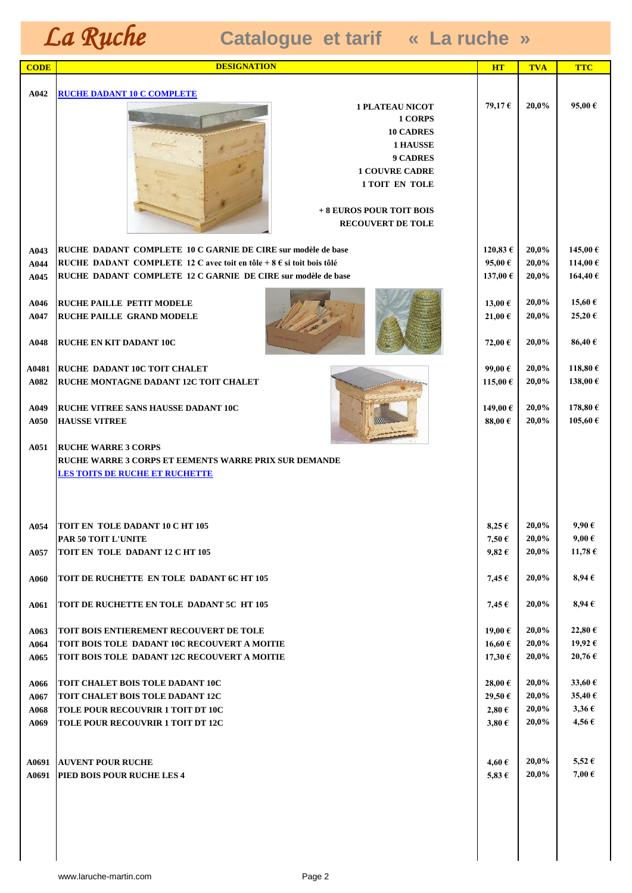# La Ruche

## Catalogue et tarif « La ruche »

| CODE | DESIGNATION | HT | TVA | TTC |
|---|---|---|---|---|
| A042 | RUCHE DADANT 10 C COMPLETE | | | |
| | 1 PLATEAU NICOT | 79,17 € | 20,0% | 95,00 € |
| | 1 CORPS | | | |
| | 10 CADRES | | | |
| | 1 HAUSSE | | | |
| | 9 CADRES | | | |
| | 1 COUVRE CADRE | | | |
| | 1 TOIT EN TOLE | | | |
| | + 8 EUROS POUR TOIT BOIS RECOUVERT DE TOLE | | | |
| A043 | RUCHE DADANT COMPLETE 10 C GARNIE DE CIRE sur modèle de base | 120,83 € | 20,0% | 145,00 € |
| A044 | RUCHE DADANT COMPLETE 12 C avec toit en tôle + 8 € si toit bois tôlé | 95,00 € | 20,0% | 114,00 € |
| A045 | RUCHE DADANT COMPLETE 12 C GARNIE DE CIRE sur modèle de base | 137,00 € | 20,0% | 164,40 € |
| A046 | RUCHE PAILLE PETIT MODELE | 13,00 € | 20,0% | 15,60 € |
| A047 | RUCHE PAILLE GRAND MODELE | 21,00 € | 20,0% | 25,20 € |
| A048 | RUCHE EN KIT DADANT 10C | 72,00 € | 20,0% | 86,40 € |
| A0481 | RUCHE DADANT 10C TOIT CHALET | 99,00 € | 20,0% | 118,80 € |
| A082 | RUCHE MONTAGNE DADANT 12C TOIT CHALET | 115,00 € | 20,0% | 138,00 € |
| A049 | RUCHE VITREE SANS HAUSSE DADANT 10C | 149,00 € | 20,0% | 178,80 € |
| A050 | HAUSSE VITREE | 88,00 € | 20,0% | 105,60 € |
| A051 | RUCHE WARRE 3 CORPS | | | |
| | RUCHE WARRE 3 CORPS ET EEMENTS WARRE PRIX SUR DEMANDE | | | |
| | LES TOITS DE RUCHE ET RUCHETTE | | | |
| A054 | TOIT EN TOLE DADANT 10 C HT 105 | 8,25 € | 20,0% | 9,90 € |
| | PAR 50 TOIT L'UNITE | 7,50 € | 20,0% | 9,00 € |
| A057 | TOIT EN TOLE DADANT 12 C HT 105 | 9,82 € | 20,0% | 11,78 € |
| A060 | TOIT DE RUCHETTE EN TOLE DADANT 6C HT 105 | 7,45 € | 20,0% | 8,94 € |
| A061 | TOIT DE RUCHETTE EN TOLE DADANT 5C HT 105 | 7,45 € | 20,0% | 8,94 € |
| A063 | TOIT BOIS ENTIEREMENT RECOUVERT DE TOLE | 19,00 € | 20,0% | 22,80 € |
| A064 | TOIT BOIS TOLE DADANT 10C RECOUVERT A MOITIE | 16,60 € | 20,0% | 19,92 € |
| A065 | TOIT BOIS TOLE DADANT 12C RECOUVERT A MOITIE | 17,30 € | 20,0% | 20,76 € |
| A066 | TOIT CHALET BOIS TOLE DADANT 10C | 28,00 € | 20,0% | 33,60 € |
| A067 | TOIT CHALET BOIS TOLE DADANT 12C | 29,50 € | 20,0% | 35,40 € |
| A068 | TOLE POUR RECOUVRIR 1 TOIT DT 10C | 2,80 € | 20,0% | 3,36 € |
| A069 | TOLE POUR RECOUVRIR 1 TOIT DT 12C | 3,80 € | 20,0% | 4,56 € |
| A0691 | AUVENT POUR RUCHE | 4,60 € | 20,0% | 5,52 € |
| A0691 | PIED BOIS POUR RUCHE LES 4 | 5,83 € | 20,0% | 7,00 € |

www.laruche-martin.com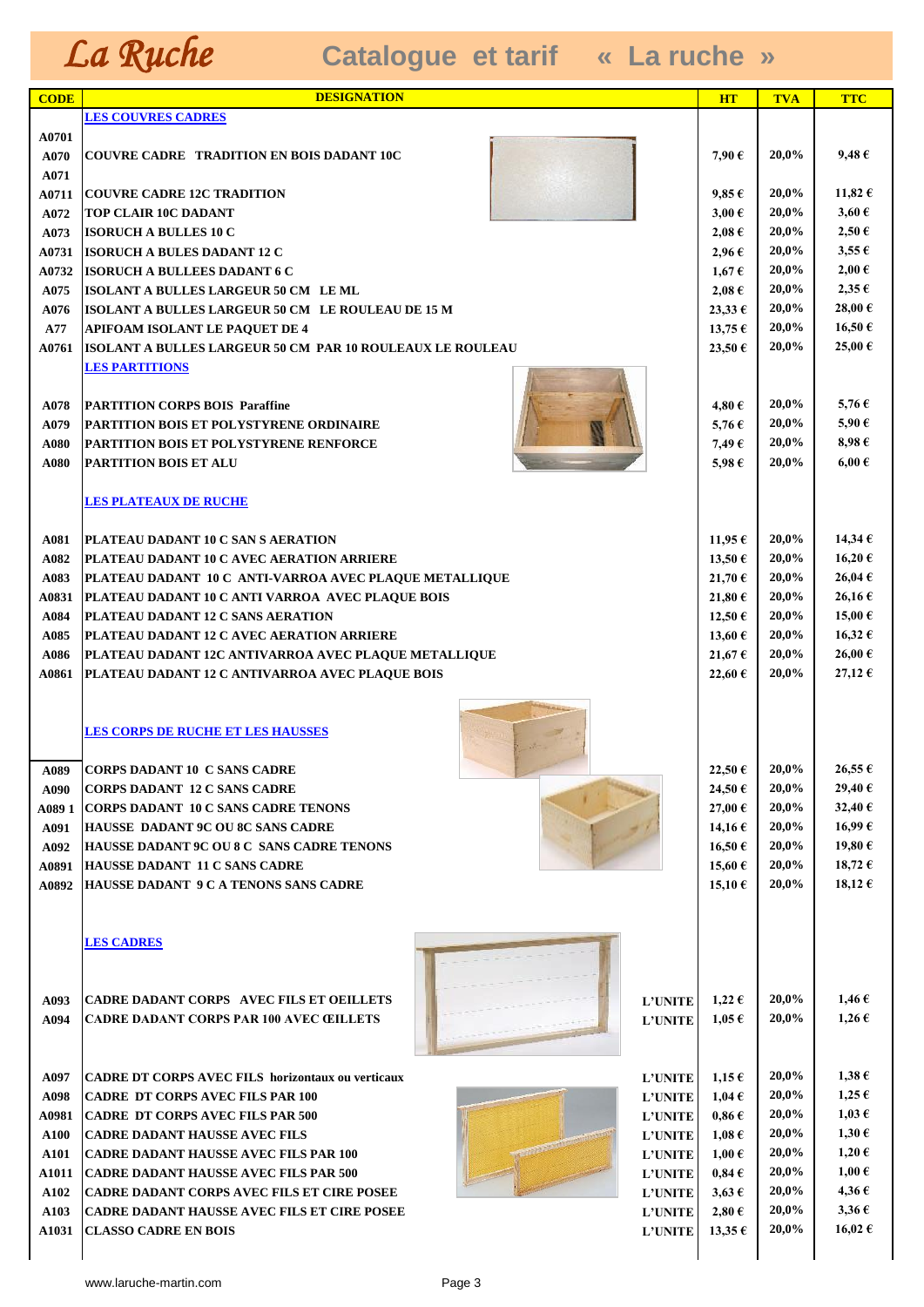# La Ruche — Catalogue et tarif « La ruche »

| CODE | DESIGNATION | | HT | TVA | TTC |
|---|---|---|---|---|---|
| | LES COUVRES CADRES | | | | |
| A0701 | | | | | |
| A070 | COUVRE CADRE TRADITION EN BOIS DADANT 10C | | 7,90 € | 20,0% | 9,48 € |
| A071 | | | | | |
| A0711 | COUVRE CADRE 12C TRADITION | | 9,85 € | 20,0% | 11,82 € |
| A072 | TOP CLAIR 10C DADANT | | 3,00 € | 20,0% | 3,60 € |
| A073 | ISORUCH A BULLES 10 C | | 2,08 € | 20,0% | 2,50 € |
| A0731 | ISORUCH A BULES DADANT 12 C | | 2,96 € | 20,0% | 3,55 € |
| A0732 | ISORUCH A BULLEES DADANT 6 C | | 1,67 € | 20,0% | 2,00 € |
| A075 | ISOLANT A BULLES LARGEUR 50 CM LE ML | | 2,08 € | 20,0% | 2,35 € |
| A076 | ISOLANT A BULLES LARGEUR 50 CM LE ROULEAU DE 15 M | | 23,33 € | 20,0% | 28,00 € |
| A77 | APIFOAM ISOLANT LE PAQUET DE 4 | | 13,75 € | 20,0% | 16,50 € |
| A0761 | ISOLANT A BULLES LARGEUR 50 CM PAR 10 ROULEAUX LE ROULEAU | | 23,50 € | 20,0% | 25,00 € |
| | LES PARTITIONS | | | | |
| A078 | PARTITION CORPS BOIS Paraffine | | 4,80 € | 20,0% | 5,76 € |
| A079 | PARTITION BOIS ET POLYSTYRENE ORDINAIRE | | 5,76 € | 20,0% | 5,90 € |
| A080 | PARTITION BOIS ET POLYSTYRENE RENFORCE | | 7,49 € | 20,0% | 8,98 € |
| A080 | PARTITION BOIS ET ALU | | 5,98 € | 20,0% | 6,00 € |
| | LES PLATEAUX DE RUCHE | | | | |
| A081 | PLATEAU DADANT 10 C SAN S AERATION | | 11,95 € | 20,0% | 14,34 € |
| A082 | PLATEAU DADANT 10 C AVEC AERATION ARRIERE | | 13,50 € | 20,0% | 16,20 € |
| A083 | PLATEAU DADANT 10 C ANTI-VARROA AVEC PLAQUE METALLIQUE | | 21,70 € | 20,0% | 26,04 € |
| A0831 | PLATEAU DADANT 10 C ANTI VARROA AVEC PLAQUE BOIS | | 21,80 € | 20,0% | 26,16 € |
| A084 | PLATEAU DADANT 12 C SANS AERATION | | 12,50 € | 20,0% | 15,00 € |
| A085 | PLATEAU DADANT 12 C AVEC AERATION ARRIERE | | 13,60 € | 20,0% | 16,32 € |
| A086 | PLATEAU DADANT 12C ANTIVARROA AVEC PLAQUE METALLIQUE | | 21,67 € | 20,0% | 26,00 € |
| A0861 | PLATEAU DADANT 12 C ANTIVARROA AVEC PLAQUE BOIS | | 22,60 € | 20,0% | 27,12 € |
| | LES CORPS DE RUCHE ET LES HAUSSES | | | | |
| A089 | CORPS DADANT 10 C SANS CADRE | | 22,50 € | 20,0% | 26,55 € |
| A090 | CORPS DADANT 12 C SANS CADRE | | 24,50 € | 20,0% | 29,40 € |
| A089 1 | CORPS DADANT 10 C SANS CADRE TENONS | | 27,00 € | 20,0% | 32,40 € |
| A091 | HAUSSE DADANT 9C OU 8C SANS CADRE | | 14,16 € | 20,0% | 16,99 € |
| A092 | HAUSSE DADANT 9C OU 8 C SANS CADRE TENONS | | 16,50 € | 20,0% | 19,80 € |
| A0891 | HAUSSE DADANT 11 C SANS CADRE | | 15,60 € | 20,0% | 18,72 € |
| A0892 | HAUSSE DADANT 9 C A TENONS SANS CADRE | | 15,10 € | 20,0% | 18,12 € |
| | LES CADRES | | | | |
| A093 | CADRE DADANT CORPS AVEC FILS ET OEILLETS | L'UNITE | 1,22 € | 20,0% | 1,46 € |
| A094 | CADRE DADANT CORPS PAR 100 AVEC ŒILLETS | L'UNITE | 1,05 € | 20,0% | 1,26 € |
| A097 | CADRE DT CORPS AVEC FILS horizontaux ou verticaux | L'UNITE | 1,15 € | 20,0% | 1,38 € |
| A098 | CADRE DT CORPS AVEC FILS PAR 100 | L'UNITE | 1,04 € | 20,0% | 1,25 € |
| A0981 | CADRE DT CORPS AVEC FILS PAR 500 | L'UNITE | 0,86 € | 20,0% | 1,03 € |
| A100 | CADRE DADANT HAUSSE AVEC FILS | L'UNITE | 1,08 € | 20,0% | 1,30 € |
| A101 | CADRE DADANT HAUSSE AVEC FILS PAR 100 | L'UNITE | 1,00 € | 20,0% | 1,20 € |
| A1011 | CADRE DADANT HAUSSE AVEC FILS PAR 500 | L'UNITE | 0,84 € | 20,0% | 1,00 € |
| A102 | CADRE DADANT CORPS AVEC FILS ET CIRE POSEE | L'UNITE | 3,63 € | 20,0% | 4,36 € |
| A103 | CADRE DADANT HAUSSE AVEC FILS ET CIRE POSEE | L'UNITE | 2,80 € | 20,0% | 3,36 € |
| A1031 | CLASSO CADRE EN BOIS | L'UNITE | 13,35 € | 20,0% | 16,02 € |

www.laruche-martin.com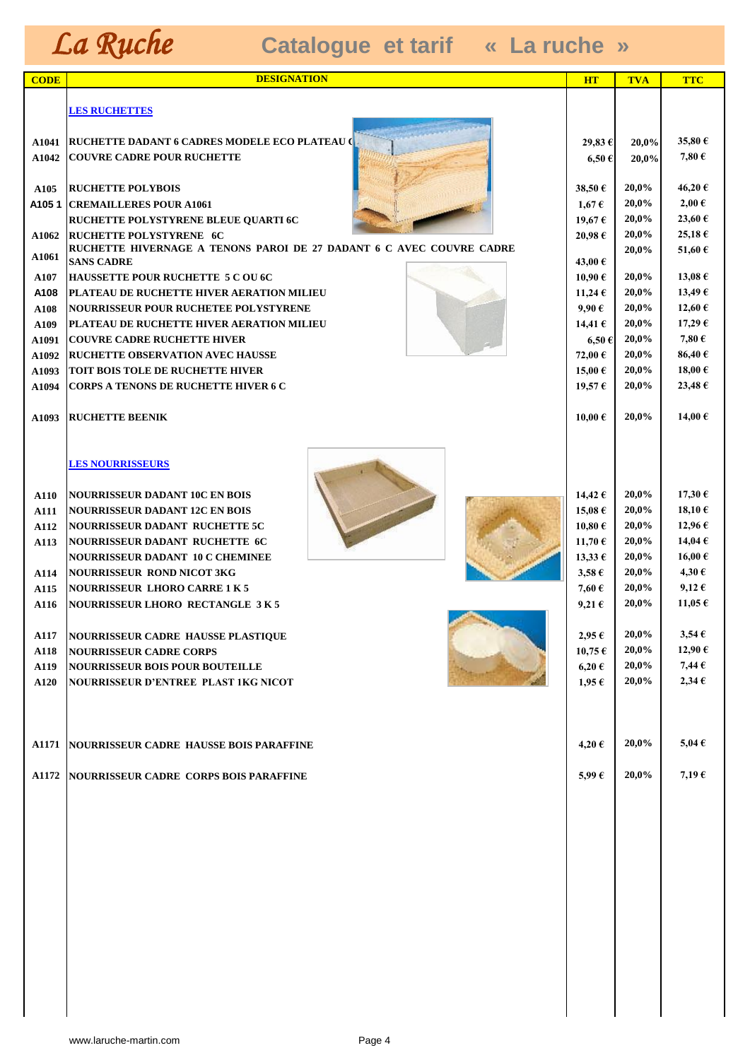# La Ruche — Catalogue et tarif « La ruche »

| CODE | DESIGNATION | HT | TVA | TTC |
|---|---|---|---|---|
| | **LES RUCHETTES** | | | |
| A1041 | RUCHETTE DADANT 6 CADRES MODELE ECO PLATEAU ( | 29,83 € | 20,0% | 35,80 € |
| A1042 | COUVRE CADRE POUR RUCHETTE | 6,50 € | 20,0% | 7,80 € |
| A105 | RUCHETTE POLYBOIS | 38,50 € | 20,0% | 46,20 € |
| A105 1 | CREMAILLERES POUR A1061 | 1,67 € | 20,0% | 2,00 € |
| | RUCHETTE POLYSTYRENE BLEUE QUARTI 6C | 19,67 € | 20,0% | 23,60 € |
| A1062 | RUCHETTE POLYSTYRENE 6C | 20,98 € | 20,0% | 25,18 € |
| A1061 | RUCHETTE HIVERNAGE A TENONS PAROI DE 27 DADANT 6 C AVEC COUVRE CADRE SANS CADRE | 43,00 € | 20,0% | 51,60 € |
| A107 | HAUSSETTE POUR RUCHETTE 5 C OU 6C | 10,90 € | 20,0% | 13,08 € |
| A108 | PLATEAU DE RUCHETTE HIVER AERATION MILIEU | 11,24 € | 20,0% | 13,49 € |
| A108 | NOURRISSEUR POUR RUCHETEE POLYSTYRENE | 9,90 € | 20,0% | 12,60 € |
| A109 | PLATEAU DE RUCHETTE HIVER AERATION MILIEU | 14,41 € | 20,0% | 17,29 € |
| A1091 | COUVRE CADRE RUCHETTE HIVER | 6,50 € | 20,0% | 7,80 € |
| A1092 | RUCHETTE OBSERVATION AVEC HAUSSE | 72,00 € | 20,0% | 86,40 € |
| A1093 | TOIT BOIS TOLE DE RUCHETTE HIVER | 15,00 € | 20,0% | 18,00 € |
| A1094 | CORPS A TENONS DE RUCHETTE HIVER 6 C | 19,57 € | 20,0% | 23,48 € |
| A1093 | RUCHETTE BEENIK | 10,00 € | 20,0% | 14,00 € |
| | **LES NOURRISSEURS** | | | |
| A110 | NOURRISSEUR DADANT 10C EN BOIS | 14,42 € | 20,0% | 17,30 € |
| A111 | NOURRISSEUR DADANT 12C EN BOIS | 15,08 € | 20,0% | 18,10 € |
| A112 | NOURRISSEUR DADANT RUCHETTE 5C | 10,80 € | 20,0% | 12,96 € |
| A113 | NOURRISSEUR DADANT RUCHETTE 6C | 11,70 € | 20,0% | 14,04 € |
| | NOURRISSEUR DADANT 10 C CHEMINEE | 13,33 € | 20,0% | 16,00 € |
| A114 | NOURRISSEUR ROND NICOT 3KG | 3,58 € | 20,0% | 4,30 € |
| A115 | NOURRISSEUR LHORO CARRE 1 K 5 | 7,60 € | 20,0% | 9,12 € |
| A116 | NOURRISSEUR LHORO RECTANGLE 3 K 5 | 9,21 € | 20,0% | 11,05 € |
| A117 | NOURRISSEUR CADRE HAUSSE PLASTIQUE | 2,95 € | 20,0% | 3,54 € |
| A118 | NOURRISSEUR CADRE CORPS | 10,75 € | 20,0% | 12,90 € |
| A119 | NOURRISSEUR BOIS POUR BOUTEILLE | 6,20 € | 20,0% | 7,44 € |
| A120 | NOURRISSEUR D'ENTREE PLAST 1KG NICOT | 1,95 € | 20,0% | 2,34 € |
| A1171 | NOURRISSEUR CADRE HAUSSE BOIS PARAFFINE | 4,20 € | 20,0% | 5,04 € |
| A1172 | NOURRISSEUR CADRE CORPS BOIS PARAFFINE | 5,99 € | 20,0% | 7,19 € |

www.laruche-martin.com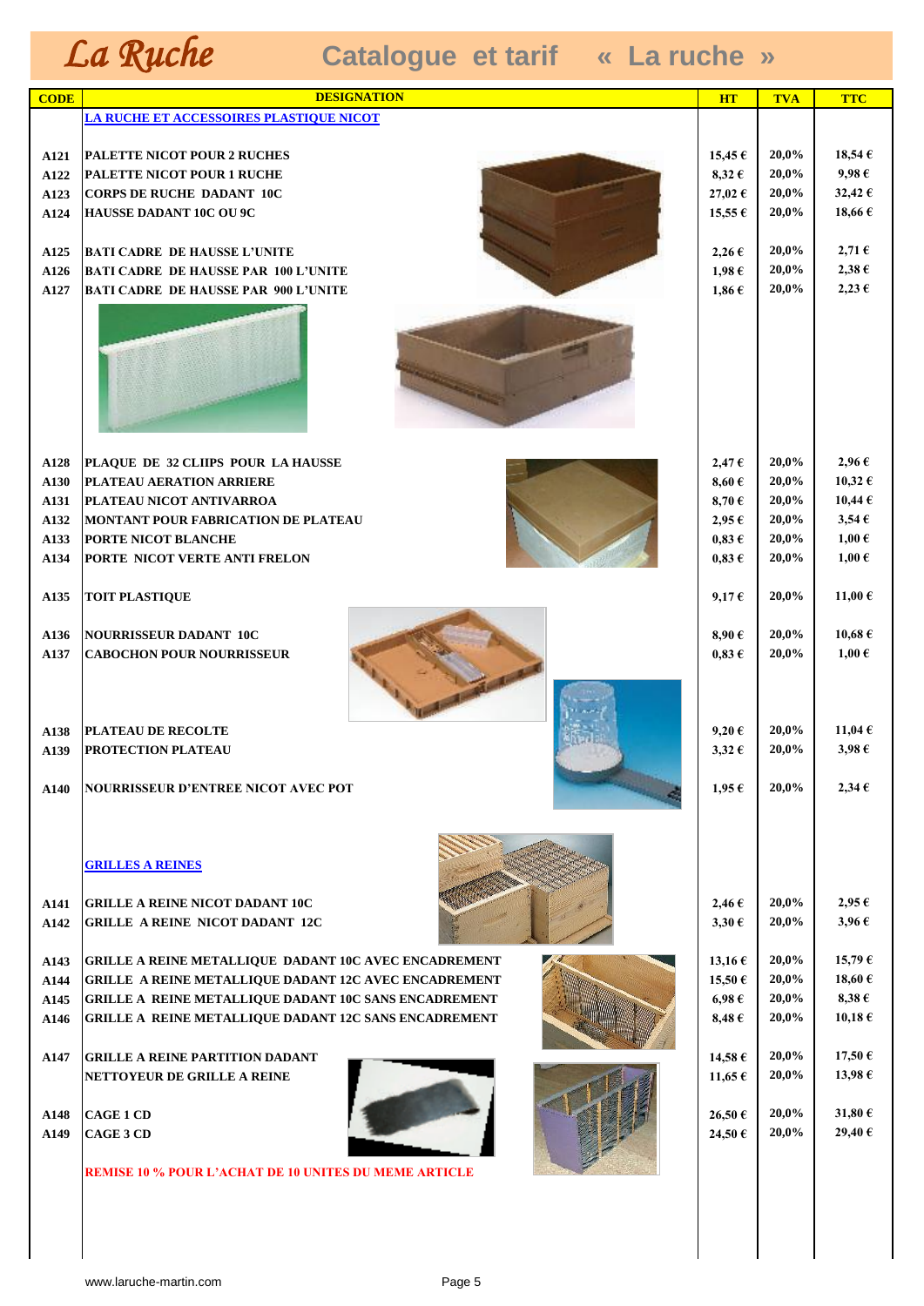# La Ruche — Catalogue et tarif « La ruche »

| CODE | DESIGNATION | HT | TVA | TTC |
|---|---|---|---|---|
| | **LA RUCHE ET ACCESSOIRES PLASTIQUE NICOT** | | | |
| A121 | PALETTE NICOT POUR 2 RUCHES | 15,45 € | 20,0% | 18,54 € |
| A122 | PALETTE NICOT POUR 1 RUCHE | 8,32 € | 20,0% | 9,98 € |
| A123 | CORPS DE RUCHE DADANT 10C | 27,02 € | 20,0% | 32,42 € |
| A124 | HAUSSE DADANT 10C OU 9C | 15,55 € | 20,0% | 18,66 € |
| A125 | BATI CADRE DE HAUSSE L'UNITE | 2,26 € | 20,0% | 2,71 € |
| A126 | BATI CADRE DE HAUSSE PAR 100 L'UNITE | 1,98 € | 20,0% | 2,38 € |
| A127 | BATI CADRE DE HAUSSE PAR 900 L'UNITE | 1,86 € | 20,0% | 2,23 € |
| A128 | PLAQUE DE 32 CLIIPS POUR LA HAUSSE | 2,47 € | 20,0% | 2,96 € |
| A130 | PLATEAU AERATION ARRIERE | 8,60 € | 20,0% | 10,32 € |
| A131 | PLATEAU NICOT ANTIVARROA | 8,70 € | 20,0% | 10,44 € |
| A132 | MONTANT POUR FABRICATION DE PLATEAU | 2,95 € | 20,0% | 3,54 € |
| A133 | PORTE NICOT BLANCHE | 0,83 € | 20,0% | 1,00 € |
| A134 | PORTE NICOT VERTE ANTI FRELON | 0,83 € | 20,0% | 1,00 € |
| A135 | TOIT PLASTIQUE | 9,17 € | 20,0% | 11,00 € |
| A136 | NOURRISSEUR DADANT 10C | 8,90 € | 20,0% | 10,68 € |
| A137 | CABOCHON POUR NOURRISSEUR | 0,83 € | 20,0% | 1,00 € |
| A138 | PLATEAU DE RECOLTE | 9,20 € | 20,0% | 11,04 € |
| A139 | PROTECTION PLATEAU | 3,32 € | 20,0% | 3,98 € |
| A140 | NOURRISSEUR D'ENTREE NICOT AVEC POT | 1,95 € | 20,0% | 2,34 € |
| | **GRILLES A REINES** | | | |
| A141 | GRILLE A REINE NICOT DADANT 10C | 2,46 € | 20,0% | 2,95 € |
| A142 | GRILLE A REINE NICOT DADANT 12C | 3,30 € | 20,0% | 3,96 € |
| A143 | GRILLE A REINE METALLIQUE DADANT 10C AVEC ENCADREMENT | 13,16 € | 20,0% | 15,79 € |
| A144 | GRILLE A REINE METALLIQUE DADANT 12C AVEC ENCADREMENT | 15,50 € | 20,0% | 18,60 € |
| A145 | GRILLE A REINE METALLIQUE DADANT 10C SANS ENCADREMENT | 6,98 € | 20,0% | 8,38 € |
| A146 | GRILLE A REINE METALLIQUE DADANT 12C SANS ENCADREMENT | 8,48 € | 20,0% | 10,18 € |
| A147 | GRILLE A REINE PARTITION DADANT | 14,58 € | 20,0% | 17,50 € |
| | NETTOYEUR DE GRILLE A REINE | 11,65 € | 20,0% | 13,98 € |
| A148 | CAGE 1 CD | 26,50 € | 20,0% | 31,80 € |
| A149 | CAGE 3 CD | 24,50 € | 20,0% | 29,40 € |
| | **REMISE 10 % POUR L'ACHAT DE 10 UNITES DU MEME ARTICLE** | | | |

www.laruche-martin.com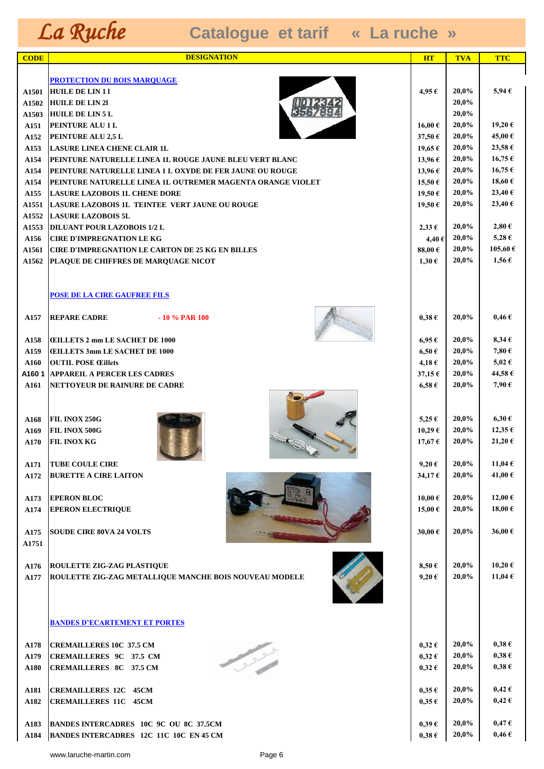# La Ruche — Catalogue et tarif « La ruche »

| CODE | DESIGNATION | HT | TVA | TTC |
|---|---|---|---|---|
| | **PROTECTION DU BOIS MARQUAGE** | | | |
| A1501 | HUILE DE LIN 1 l | 4,95 € | 20,0% | 5,94 € |
| A1502 | HUILE DE LIN 2l | | 20,0% | |
| A1503 | HUILE DE LIN 5 L | | 20,0% | |
| A151 | PEINTURE ALU 1 L | 16,00 € | 20,0% | 19,20 € |
| A152 | PEINTURE ALU 2,5 L | 37,50 € | 20,0% | 45,00 € |
| A153 | LASURE LINEA CHENE CLAIR 1L | 19,65 € | 20,0% | 23,58 € |
| A154 | PEINTURE NATURELLE LINEA 1L ROUGE JAUNE BLEU VERT BLANC | 13,96 € | 20,0% | 16,75 € |
| A154 | PEINTURE NATURELLE LINEA 1 L OXYDE DE FER JAUNE OU ROUGE | 13,96 € | 20,0% | 16,75 € |
| A154 | PEINTURE NATURELLE LINEA 1L OUTREMER MAGENTA ORANGE VIOLET | 15,50 € | 20,0% | 18,60 € |
| A155 | LASURE LAZOBOIS 1L CHENE DORE | 19,50 € | 20,0% | 23,40 € |
| A1551 | LASURE LAZOBOIS 1L TEINTEE VERT JAUNE OU ROUGE | 19,50 € | 20,0% | 23,40 € |
| A1552 | LASURE LAZOBOIS 5L | | | |
| A1553 | DILUANT POUR LAZOBOIS 1/2 L | 2,33 € | 20,0% | 2,80 € |
| A156 | CIRE D'IMPREGNATION LE KG | 4,40 € | 20,0% | 5,28 € |
| A1561 | CIRE D'IMPREGNATION LE CARTON DE 25 KG EN BILLES | 88,00 € | 20,0% | 105,60 € |
| A1562 | PLAQUE DE CHIFFRES DE MARQUAGE NICOT | 1,30 € | 20,0% | 1,56 € |
| | **POSE DE LA CIRE GAUFREE FILS** | | | |
| A157 | REPARE CADRE - 10 % PAR 100 | 0,38 € | 20,0% | 0,46 € |
| A158 | ŒILLETS 2 mm LE SACHET DE 1000 | 6,95 € | 20,0% | 8,34 € |
| A159 | ŒILLETS 3mm LE SACHET DE 1000 | 6,50 € | 20,0% | 7,80 € |
| A160 | OUTIL POSE Œillets | 4,18 € | 20,0% | 5,02 € |
| A160 1 | APPAREIL A PERCER LES CADRES | 37,15 € | 20,0% | 44,58 € |
| A161 | NETTOYEUR DE RAINURE DE CADRE | 6,58 € | 20,0% | 7,90 € |
| A168 | FIL INOX 250G | 5,25 € | 20,0% | 6,30 € |
| A169 | FIL INOX 500G | 10,29 € | 20,0% | 12,35 € |
| A170 | FIL INOX KG | 17,67 € | 20,0% | 21,20 € |
| A171 | TUBE COULE CIRE | 9,20 € | 20,0% | 11,04 € |
| A172 | BURETTE A CIRE LAITON | 34,17 € | 20,0% | 41,00 € |
| A173 | EPERON BLOC | 10,00 € | 20,0% | 12,00 € |
| A174 | EPERON ELECTRIQUE | 15,00 € | 20,0% | 18,00 € |
| A175 | SOUDE CIRE 80VA 24 VOLTS | 30,00 € | 20,0% | 36,00 € |
| A1751 | | | | |
| A176 | ROULETTE ZIG-ZAG PLASTIQUE | 8,50 € | 20,0% | 10,20 € |
| A177 | ROULETTE ZIG-ZAG METALLIQUE MANCHE BOIS NOUVEAU MODELE | 9,20 € | 20,0% | 11,04 € |
| | **BANDES D'ECARTEMENT ET PORTES** | | | |
| A178 | CREMAILLERES 10C 37.5 CM | 0,32 € | 20,0% | 0,38 € |
| A179 | CREMAILLERES 9C 37.5 CM | 0,32 € | 20,0% | 0,38 € |
| A180 | CREMAILLERES 8C 37.5 CM | 0,32 € | 20,0% | 0,38 € |
| A181 | CREMAILLERES 12C 45CM | 0,35 € | 20,0% | 0,42 € |
| A182 | CREMAILLERES 11C 45CM | 0,35 € | 20,0% | 0,42 € |
| A183 | BANDES INTERCADRES 10C 9C OU 8C 37.5CM | 0,39 € | 20,0% | 0,47 € |
| A184 | BANDES INTERCADRES 12C 11C 10C EN 45 CM | 0,38 € | 20,0% | 0,46 € |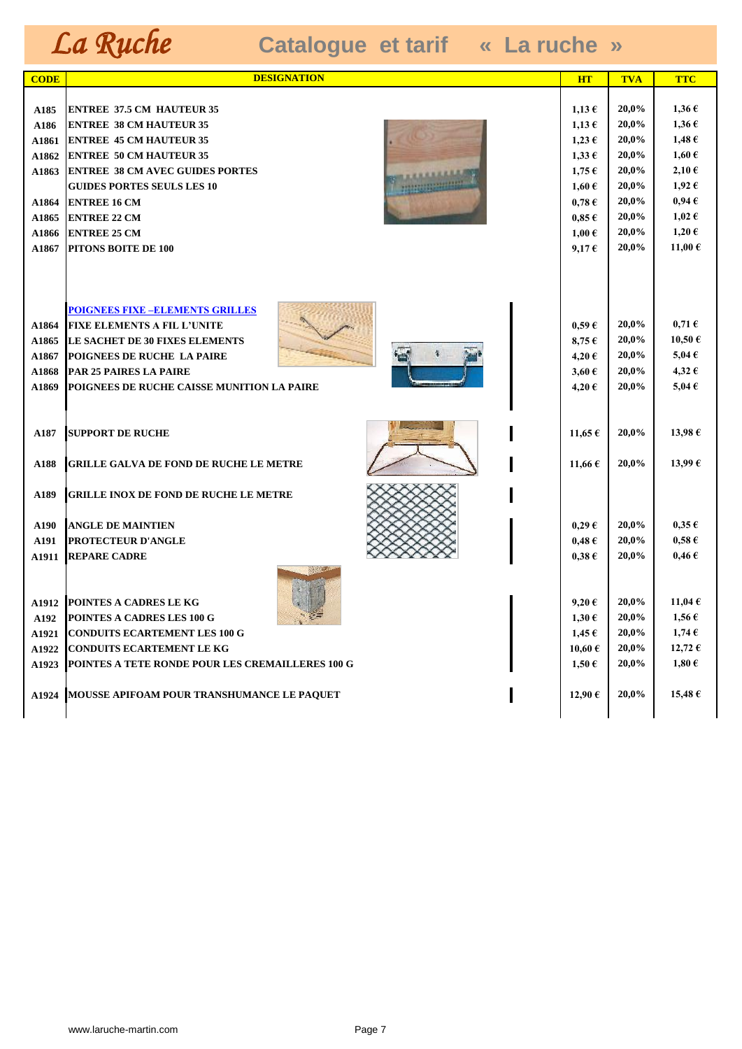# La Ruche

## Catalogue et tarif « La ruche »

| CODE | DESIGNATION | HT | TVA | TTC |
| --- | --- | --- | --- | --- |
| A185 | ENTREE 37.5 CM HAUTEUR 35 | 1,13 € | 20,0% | 1,36 € |
| A186 | ENTREE 38 CM HAUTEUR 35 | 1,13 € | 20,0% | 1,36 € |
| A1861 | ENTREE 45 CM HAUTEUR 35 | 1,23 € | 20,0% | 1,48 € |
| A1862 | ENTREE 50 CM HAUTEUR 35 | 1,33 € | 20,0% | 1,60 € |
| A1863 | ENTREE 38 CM AVEC GUIDES PORTES | 1,75 € | 20,0% | 2,10 € |
| | GUIDES PORTES SEULS LES 10 | 1,60 € | 20,0% | 1,92 € |
| A1864 | ENTREE 16 CM | 0,78 € | 20,0% | 0,94 € |
| A1865 | ENTREE 22 CM | 0,85 € | 20,0% | 1,02 € |
| A1866 | ENTREE 25 CM | 1,00 € | 20,0% | 1,20 € |
| A1867 | PITONS BOITE DE 100 | 9,17 € | 20,0% | 11,00 € |
| | POIGNEES FIXE –ELEMENTS GRILLES | | | |
| A1864 | FIXE ELEMENTS A FIL L'UNITE | 0,59 € | 20,0% | 0,71 € |
| A1865 | LE SACHET DE 30 FIXES ELEMENTS | 8,75 € | 20,0% | 10,50 € |
| A1867 | POIGNEES DE RUCHE LA PAIRE | 4,20 € | 20,0% | 5,04 € |
| A1868 | PAR 25 PAIRES LA PAIRE | 3,60 € | 20,0% | 4,32 € |
| A1869 | POIGNEES DE RUCHE CAISSE MUNITION LA PAIRE | 4,20 € | 20,0% | 5,04 € |
| A187 | SUPPORT DE RUCHE | 11,65 € | 20,0% | 13,98 € |
| A188 | GRILLE GALVA DE FOND DE RUCHE LE METRE | 11,66 € | 20,0% | 13,99 € |
| A189 | GRILLE INOX DE FOND DE RUCHE LE METRE | | | |
| A190 | ANGLE DE MAINTIEN | 0,29 € | 20,0% | 0,35 € |
| A191 | PROTECTEUR D'ANGLE | 0,48 € | 20,0% | 0,58 € |
| A1911 | REPARE CADRE | 0,38 € | 20,0% | 0,46 € |
| A1912 | POINTES A CADRES LE KG | 9,20 € | 20,0% | 11,04 € |
| A192 | POINTES A CADRES LES 100 G | 1,30 € | 20,0% | 1,56 € |
| A1921 | CONDUITS ECARTEMENT LES 100 G | 1,45 € | 20,0% | 1,74 € |
| A1922 | CONDUITS ECARTEMENT LE KG | 10,60 € | 20,0% | 12,72 € |
| A1923 | POINTES A TETE RONDE POUR LES CREMAILLERES 100 G | 1,50 € | 20,0% | 1,80 € |
| A1924 | MOUSSE APIFOAM POUR TRANSHUMANCE LE PAQUET | 12,90 € | 20,0% | 15,48 € |

www.laruche-martin.com